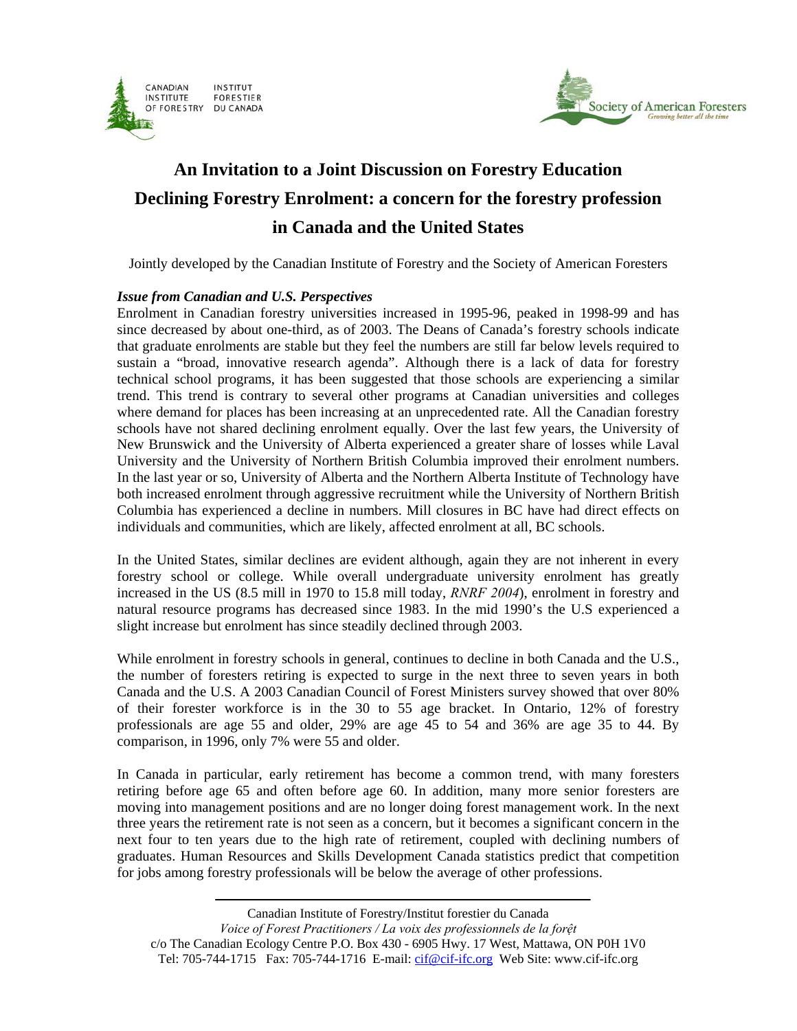CANADIAN INSTITUTE OF FORESTRY INSTITUT FORESTIER DU CANADA

Society of American Foresters
*Growing better all the time*

# An Invitation to a Joint Discussion on Forestry Education
# Declining Forestry Enrolment: a concern for the forestry profession in Canada and the United States

Jointly developed by the Canadian Institute of Forestry and the Society of American Foresters

***Issue from Canadian and U.S. Perspectives***

Enrolment in Canadian forestry universities increased in 1995-96, peaked in 1998-99 and has since decreased by about one-third, as of 2003. The Deans of Canada's forestry schools indicate that graduate enrolments are stable but they feel the numbers are still far below levels required to sustain a "broad, innovative research agenda". Although there is a lack of data for forestry technical school programs, it has been suggested that those schools are experiencing a similar trend. This trend is contrary to several other programs at Canadian universities and colleges where demand for places has been increasing at an unprecedented rate. All the Canadian forestry schools have not shared declining enrolment equally. Over the last few years, the University of New Brunswick and the University of Alberta experienced a greater share of losses while Laval University and the University of Northern British Columbia improved their enrolment numbers. In the last year or so, University of Alberta and the Northern Alberta Institute of Technology have both increased enrolment through aggressive recruitment while the University of Northern British Columbia has experienced a decline in numbers. Mill closures in BC have had direct effects on individuals and communities, which are likely, affected enrolment at all, BC schools.

In the United States, similar declines are evident although, again they are not inherent in every forestry school or college. While overall undergraduate university enrolment has greatly increased in the US (8.5 mill in 1970 to 15.8 mill today, *RNRF 2004*), enrolment in forestry and natural resource programs has decreased since 1983. In the mid 1990's the U.S experienced a slight increase but enrolment has since steadily declined through 2003.

While enrolment in forestry schools in general, continues to decline in both Canada and the U.S., the number of foresters retiring is expected to surge in the next three to seven years in both Canada and the U.S. A 2003 Canadian Council of Forest Ministers survey showed that over 80% of their forester workforce is in the 30 to 55 age bracket. In Ontario, 12% of forestry professionals are age 55 and older, 29% are age 45 to 54 and 36% are age 35 to 44. By comparison, in 1996, only 7% were 55 and older.

In Canada in particular, early retirement has become a common trend, with many foresters retiring before age 65 and often before age 60. In addition, many more senior foresters are moving into management positions and are no longer doing forest management work. In the next three years the retirement rate is not seen as a concern, but it becomes a significant concern in the next four to ten years due to the high rate of retirement, coupled with declining numbers of graduates. Human Resources and Skills Development Canada statistics predict that competition for jobs among forestry professionals will be below the average of other professions.

Canadian Institute of Forestry/Institut forestier du Canada
*Voice of Forest Practitioners / La voix des professionnels de la forệt*
c/o The Canadian Ecology Centre P.O. Box 430 - 6905 Hwy. 17 West, Mattawa, ON P0H 1V0
Tel: 705-744-1715 Fax: 705-744-1716 E-mail: cif@cif-ifc.org Web Site: www.cif-ifc.org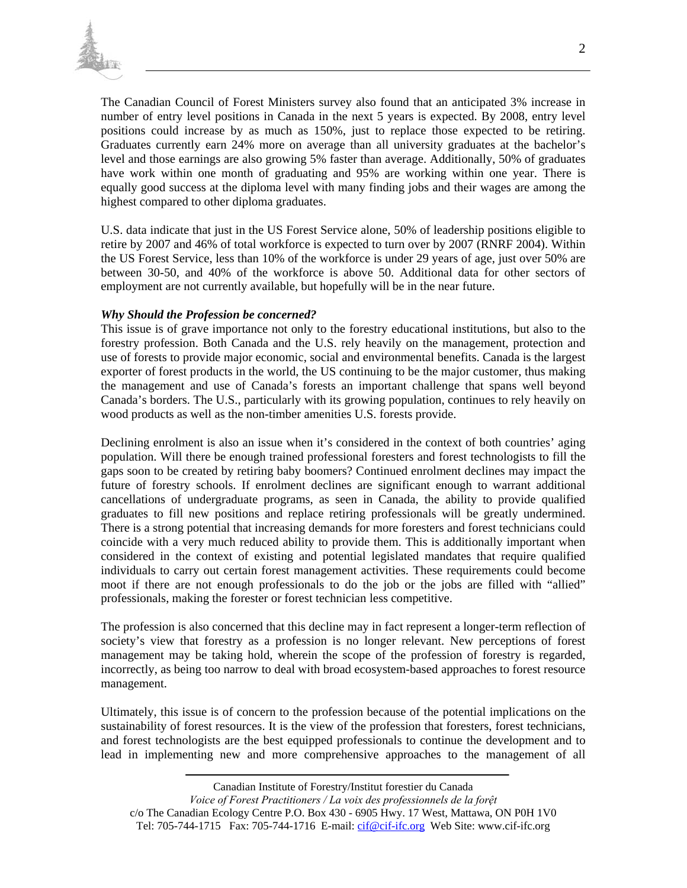The Canadian Council of Forest Ministers survey also found that an anticipated 3% increase in number of entry level positions in Canada in the next 5 years is expected. By 2008, entry level positions could increase by as much as 150%, just to replace those expected to be retiring. Graduates currently earn 24% more on average than all university graduates at the bachelor's level and those earnings are also growing 5% faster than average. Additionally, 50% of graduates have work within one month of graduating and 95% are working within one year. There is equally good success at the diploma level with many finding jobs and their wages are among the highest compared to other diploma graduates.

U.S. data indicate that just in the US Forest Service alone, 50% of leadership positions eligible to retire by 2007 and 46% of total workforce is expected to turn over by 2007 (RNRF 2004). Within the US Forest Service, less than 10% of the workforce is under 29 years of age, just over 50% are between 30-50, and 40% of the workforce is above 50. Additional data for other sectors of employment are not currently available, but hopefully will be in the near future.

***Why Should the Profession be concerned?***

This issue is of grave importance not only to the forestry educational institutions, but also to the forestry profession. Both Canada and the U.S. rely heavily on the management, protection and use of forests to provide major economic, social and environmental benefits. Canada is the largest exporter of forest products in the world, the US continuing to be the major customer, thus making the management and use of Canada's forests an important challenge that spans well beyond Canada's borders. The U.S., particularly with its growing population, continues to rely heavily on wood products as well as the non-timber amenities U.S. forests provide.

Declining enrolment is also an issue when it's considered in the context of both countries' aging population. Will there be enough trained professional foresters and forest technologists to fill the gaps soon to be created by retiring baby boomers? Continued enrolment declines may impact the future of forestry schools. If enrolment declines are significant enough to warrant additional cancellations of undergraduate programs, as seen in Canada, the ability to provide qualified graduates to fill new positions and replace retiring professionals will be greatly undermined. There is a strong potential that increasing demands for more foresters and forest technicians could coincide with a very much reduced ability to provide them. This is additionally important when considered in the context of existing and potential legislated mandates that require qualified individuals to carry out certain forest management activities. These requirements could become moot if there are not enough professionals to do the job or the jobs are filled with "allied" professionals, making the forester or forest technician less competitive.

The profession is also concerned that this decline may in fact represent a longer-term reflection of society's view that forestry as a profession is no longer relevant. New perceptions of forest management may be taking hold, wherein the scope of the profession of forestry is regarded, incorrectly, as being too narrow to deal with broad ecosystem-based approaches to forest resource management.

Ultimately, this issue is of concern to the profession because of the potential implications on the sustainability of forest resources. It is the view of the profession that foresters, forest technicians, and forest technologists are the best equipped professionals to continue the development and to lead in implementing new and more comprehensive approaches to the management of all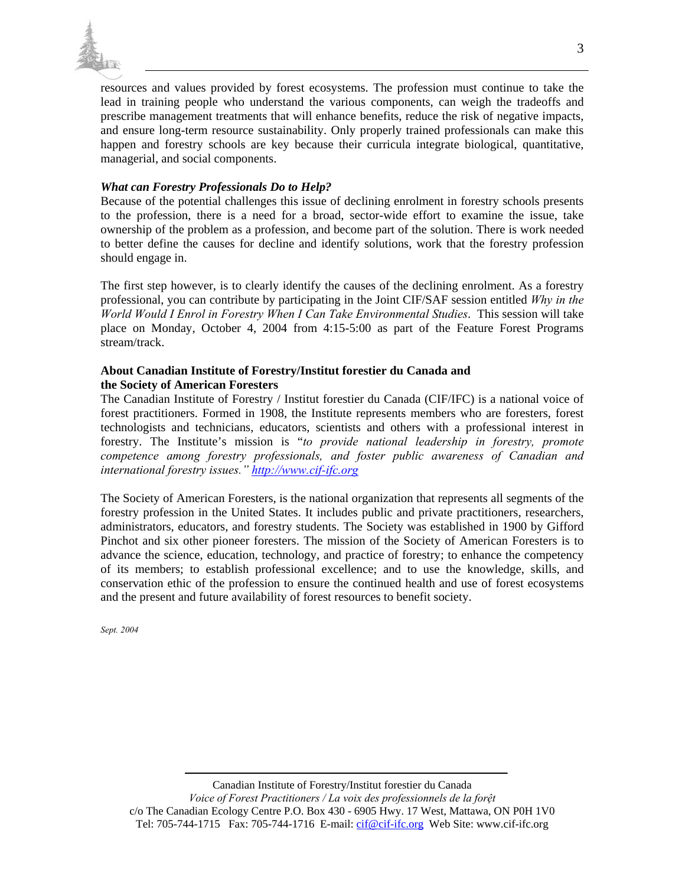resources and values provided by forest ecosystems. The profession must continue to take the lead in training people who understand the various components, can weigh the tradeoffs and prescribe management treatments that will enhance benefits, reduce the risk of negative impacts, and ensure long-term resource sustainability. Only properly trained professionals can make this happen and forestry schools are key because their curricula integrate biological, quantitative, managerial, and social components.

***What can Forestry Professionals Do to Help?***

Because of the potential challenges this issue of declining enrolment in forestry schools presents to the profession, there is a need for a broad, sector-wide effort to examine the issue, take ownership of the problem as a profession, and become part of the solution. There is work needed to better define the causes for decline and identify solutions, work that the forestry profession should engage in.

The first step however, is to clearly identify the causes of the declining enrolment. As a forestry professional, you can contribute by participating in the Joint CIF/SAF session entitled *Why in the World Would I Enrol in Forestry When I Can Take Environmental Studies*. This session will take place on Monday, October 4, 2004 from 4:15-5:00 as part of the Feature Forest Programs stream/track.

**About Canadian Institute of Forestry/Institut forestier du Canada and the Society of American Foresters**

The Canadian Institute of Forestry / Institut forestier du Canada (CIF/IFC) is a national voice of forest practitioners. Formed in 1908, the Institute represents members who are foresters, forest technologists and technicians, educators, scientists and others with a professional interest in forestry. The Institute's mission is "*to provide national leadership in forestry, promote competence among forestry professionals, and foster public awareness of Canadian and international forestry issues.*" http://www.cif-ifc.org

The Society of American Foresters, is the national organization that represents all segments of the forestry profession in the United States. It includes public and private practitioners, researchers, administrators, educators, and forestry students. The Society was established in 1900 by Gifford Pinchot and six other pioneer foresters. The mission of the Society of American Foresters is to advance the science, education, technology, and practice of forestry; to enhance the competency of its members; to establish professional excellence; and to use the knowledge, skills, and conservation ethic of the profession to ensure the continued health and use of forest ecosystems and the present and future availability of forest resources to benefit society.

*Sept. 2004*

Canadian Institute of Forestry/Institut forestier du Canada
*Voice of Forest Practitioners / La voix des professionnels de la forêt*
c/o The Canadian Ecology Centre P.O. Box 430 - 6905 Hwy. 17 West, Mattawa, ON P0H 1V0
Tel: 705-744-1715 Fax: 705-744-1716 E-mail: cif@cif-ifc.org Web Site: www.cif-ifc.org